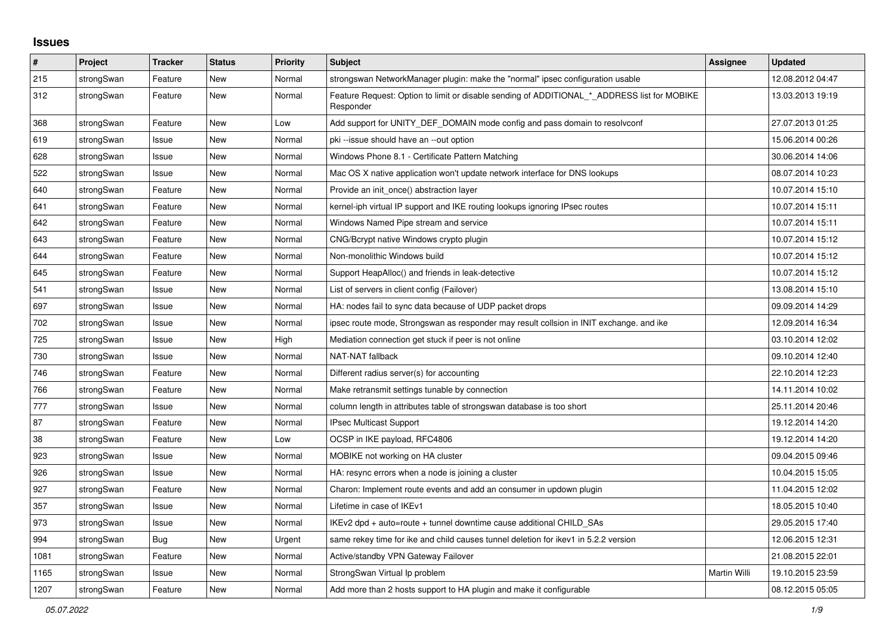## Issues

| # | Project | Tracker | Status | Priority | Subject | Assignee | Updated |
|---|---|---|---|---|---|---|---|
| 215 | strongSwan | Feature | New | Normal | strongswan NetworkManager plugin: make the "normal" ipsec configuration usable | | 12.08.2012 04:47 |
| 312 | strongSwan | Feature | New | Normal | Feature Request: Option to limit or disable sending of ADDITIONAL_*_ADDRESS list for MOBIKE Responder | | 13.03.2013 19:19 |
| 368 | strongSwan | Feature | New | Low | Add support for UNITY_DEF_DOMAIN mode config and pass domain to resolvconf | | 27.07.2013 01:25 |
| 619 | strongSwan | Issue | New | Normal | pki --issue should have an --out option | | 15.06.2014 00:26 |
| 628 | strongSwan | Issue | New | Normal | Windows Phone 8.1 - Certificate Pattern Matching | | 30.06.2014 14:06 |
| 522 | strongSwan | Issue | New | Normal | Mac OS X native application won't update network interface for DNS lookups | | 08.07.2014 10:23 |
| 640 | strongSwan | Feature | New | Normal | Provide an init_once() abstraction layer | | 10.07.2014 15:10 |
| 641 | strongSwan | Feature | New | Normal | kernel-iph virtual IP support and IKE routing lookups ignoring IPsec routes | | 10.07.2014 15:11 |
| 642 | strongSwan | Feature | New | Normal | Windows Named Pipe stream and service | | 10.07.2014 15:11 |
| 643 | strongSwan | Feature | New | Normal | CNG/Bcrypt native Windows crypto plugin | | 10.07.2014 15:12 |
| 644 | strongSwan | Feature | New | Normal | Non-monolithic Windows build | | 10.07.2014 15:12 |
| 645 | strongSwan | Feature | New | Normal | Support HeapAlloc() and friends in leak-detective | | 10.07.2014 15:12 |
| 541 | strongSwan | Issue | New | Normal | List of servers in client config (Failover) | | 13.08.2014 15:10 |
| 697 | strongSwan | Issue | New | Normal | HA: nodes fail to sync data because of UDP packet drops | | 09.09.2014 14:29 |
| 702 | strongSwan | Issue | New | Normal | ipsec route mode, Strongswan as responder may result collsion in INIT exchange. and ike | | 12.09.2014 16:34 |
| 725 | strongSwan | Issue | New | High | Mediation connection get stuck if peer is not online | | 03.10.2014 12:02 |
| 730 | strongSwan | Issue | New | Normal | NAT-NAT fallback | | 09.10.2014 12:40 |
| 746 | strongSwan | Feature | New | Normal | Different radius server(s) for accounting | | 22.10.2014 12:23 |
| 766 | strongSwan | Feature | New | Normal | Make retransmit settings tunable by connection | | 14.11.2014 10:02 |
| 777 | strongSwan | Issue | New | Normal | column length in attributes table of strongswan database is too short | | 25.11.2014 20:46 |
| 87 | strongSwan | Feature | New | Normal | IPsec Multicast Support | | 19.12.2014 14:20 |
| 38 | strongSwan | Feature | New | Low | OCSP in IKE payload, RFC4806 | | 19.12.2014 14:20 |
| 923 | strongSwan | Issue | New | Normal | MOBIKE not working on HA cluster | | 09.04.2015 09:46 |
| 926 | strongSwan | Issue | New | Normal | HA: resync errors when a node is joining a cluster | | 10.04.2015 15:05 |
| 927 | strongSwan | Feature | New | Normal | Charon: Implement route events and add an consumer in updown plugin | | 11.04.2015 12:02 |
| 357 | strongSwan | Issue | New | Normal | Lifetime in case of IKEv1 | | 18.05.2015 10:40 |
| 973 | strongSwan | Issue | New | Normal | IKEv2 dpd + auto=route + tunnel downtime cause additional CHILD_SAs | | 29.05.2015 17:40 |
| 994 | strongSwan | Bug | New | Urgent | same rekey time for ike and child causes tunnel deletion for ikev1 in 5.2.2 version | | 12.06.2015 12:31 |
| 1081 | strongSwan | Feature | New | Normal | Active/standby VPN Gateway Failover | | 21.08.2015 22:01 |
| 1165 | strongSwan | Issue | New | Normal | StrongSwan Virtual Ip problem | Martin Willi | 19.10.2015 23:59 |
| 1207 | strongSwan | Feature | New | Normal | Add more than 2 hosts support to HA plugin and make it configurable | | 08.12.2015 05:05 |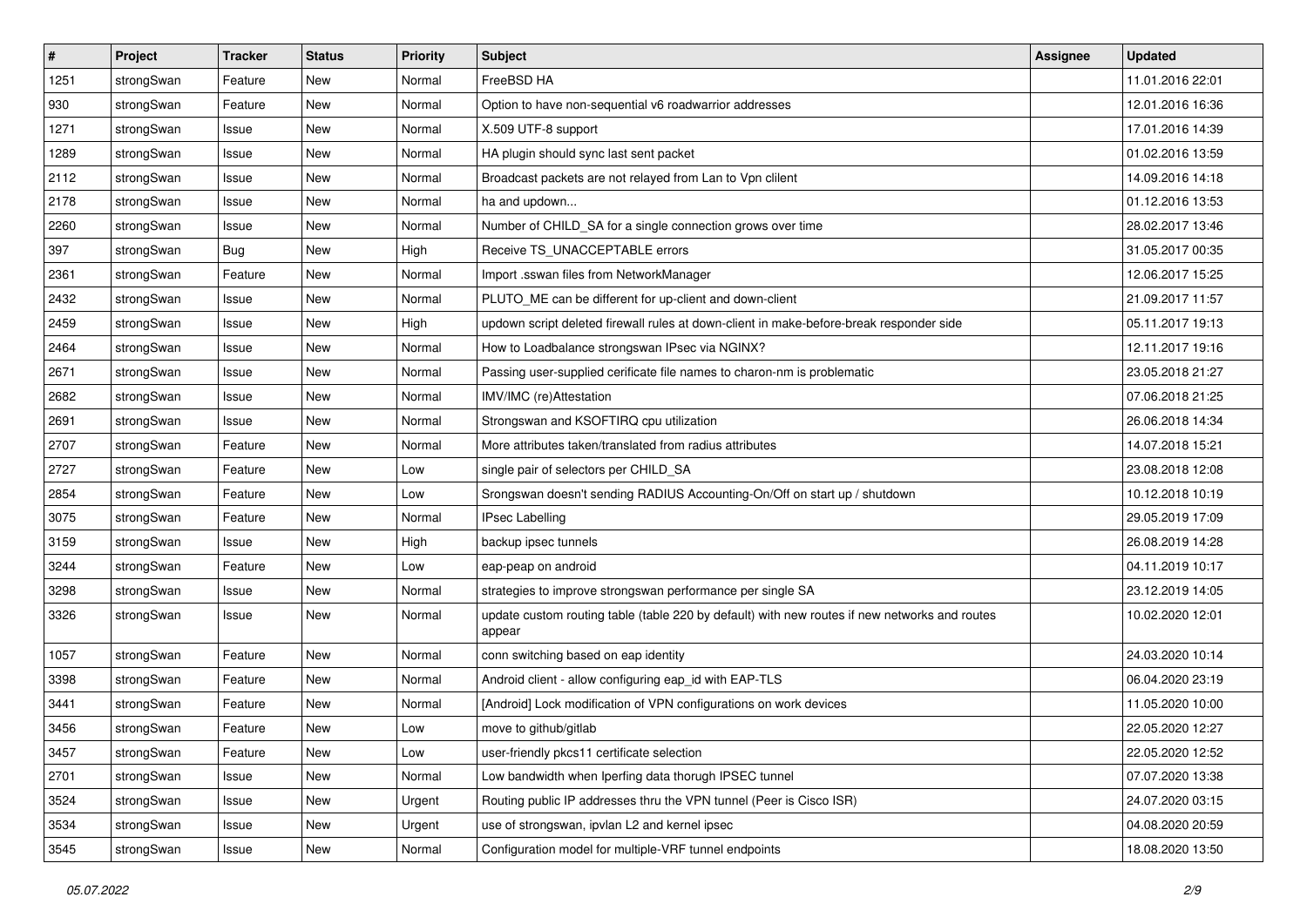| # | Project | Tracker | Status | Priority | Subject | Assignee | Updated |
|---|---|---|---|---|---|---|---|
| 1251 | strongSwan | Feature | New | Normal | FreeBSD HA | | 11.01.2016 22:01 |
| 930 | strongSwan | Feature | New | Normal | Option to have non-sequential v6 roadwarrior addresses | | 12.01.2016 16:36 |
| 1271 | strongSwan | Issue | New | Normal | X.509 UTF-8 support | | 17.01.2016 14:39 |
| 1289 | strongSwan | Issue | New | Normal | HA plugin should sync last sent packet | | 01.02.2016 13:59 |
| 2112 | strongSwan | Issue | New | Normal | Broadcast packets are not relayed from Lan to Vpn clilent | | 14.09.2016 14:18 |
| 2178 | strongSwan | Issue | New | Normal | ha and updown... | | 01.12.2016 13:53 |
| 2260 | strongSwan | Issue | New | Normal | Number of CHILD_SA for a single connection grows over time | | 28.02.2017 13:46 |
| 397 | strongSwan | Bug | New | High | Receive TS_UNACCEPTABLE errors | | 31.05.2017 00:35 |
| 2361 | strongSwan | Feature | New | Normal | Import .sswan files from NetworkManager | | 12.06.2017 15:25 |
| 2432 | strongSwan | Issue | New | Normal | PLUTO_ME can be different for up-client and down-client | | 21.09.2017 11:57 |
| 2459 | strongSwan | Issue | New | High | updown script deleted firewall rules at down-client in make-before-break responder side | | 05.11.2017 19:13 |
| 2464 | strongSwan | Issue | New | Normal | How to Loadbalance strongswan IPsec via NGINX? | | 12.11.2017 19:16 |
| 2671 | strongSwan | Issue | New | Normal | Passing user-supplied cerificate file names to charon-nm is problematic | | 23.05.2018 21:27 |
| 2682 | strongSwan | Issue | New | Normal | IMV/IMC (re)Attestation | | 07.06.2018 21:25 |
| 2691 | strongSwan | Issue | New | Normal | Strongswan and KSOFTIRQ cpu utilization | | 26.06.2018 14:34 |
| 2707 | strongSwan | Feature | New | Normal | More attributes taken/translated from radius attributes | | 14.07.2018 15:21 |
| 2727 | strongSwan | Feature | New | Low | single pair of selectors per CHILD_SA | | 23.08.2018 12:08 |
| 2854 | strongSwan | Feature | New | Low | Srongswan doesn't sending RADIUS Accounting-On/Off on start up / shutdown | | 10.12.2018 10:19 |
| 3075 | strongSwan | Feature | New | Normal | IPsec Labelling | | 29.05.2019 17:09 |
| 3159 | strongSwan | Issue | New | High | backup ipsec tunnels | | 26.08.2019 14:28 |
| 3244 | strongSwan | Feature | New | Low | eap-peap on android | | 04.11.2019 10:17 |
| 3298 | strongSwan | Issue | New | Normal | strategies to improve strongswan performance per single SA | | 23.12.2019 14:05 |
| 3326 | strongSwan | Issue | New | Normal | update custom routing table (table 220 by default) with new routes if new networks and routes appear | | 10.02.2020 12:01 |
| 1057 | strongSwan | Feature | New | Normal | conn switching based on eap identity | | 24.03.2020 10:14 |
| 3398 | strongSwan | Feature | New | Normal | Android client - allow configuring eap_id with EAP-TLS | | 06.04.2020 23:19 |
| 3441 | strongSwan | Feature | New | Normal | [Android] Lock modification of VPN configurations on work devices | | 11.05.2020 10:00 |
| 3456 | strongSwan | Feature | New | Low | move to github/gitlab | | 22.05.2020 12:27 |
| 3457 | strongSwan | Feature | New | Low | user-friendly pkcs11 certificate selection | | 22.05.2020 12:52 |
| 2701 | strongSwan | Issue | New | Normal | Low bandwidth when Iperfing data thorugh IPSEC tunnel | | 07.07.2020 13:38 |
| 3524 | strongSwan | Issue | New | Urgent | Routing public IP addresses thru the VPN tunnel (Peer is Cisco ISR) | | 24.07.2020 03:15 |
| 3534 | strongSwan | Issue | New | Urgent | use of strongswan, ipvlan L2 and kernel ipsec | | 04.08.2020 20:59 |
| 3545 | strongSwan | Issue | New | Normal | Configuration model for multiple-VRF tunnel endpoints | | 18.08.2020 13:50 |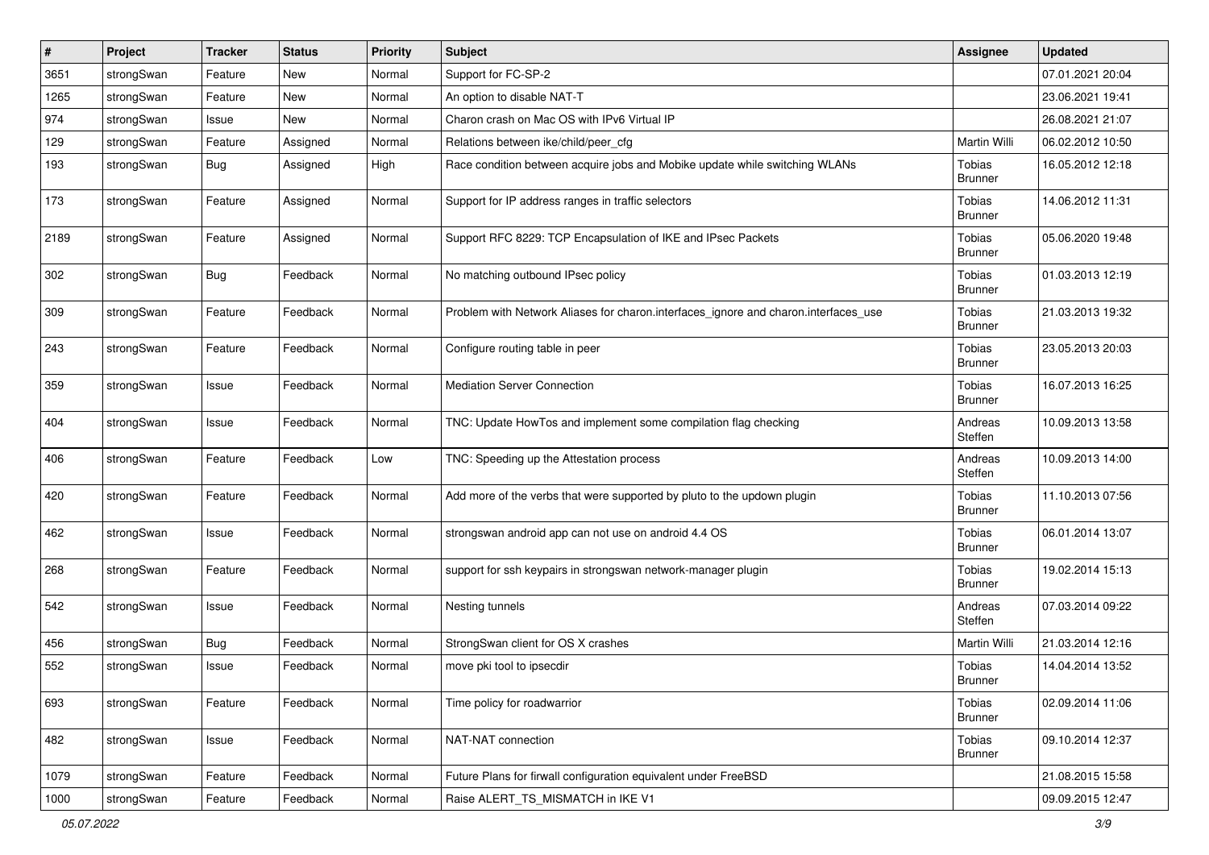| # | Project | Tracker | Status | Priority | Subject | Assignee | Updated |
|---|---|---|---|---|---|---|---|
| 3651 | strongSwan | Feature | New | Normal | Support for FC-SP-2 | | 07.01.2021 20:04 |
| 1265 | strongSwan | Feature | New | Normal | An option to disable NAT-T | | 23.06.2021 19:41 |
| 974 | strongSwan | Issue | New | Normal | Charon crash on Mac OS with IPv6 Virtual IP | | 26.08.2021 21:07 |
| 129 | strongSwan | Feature | Assigned | Normal | Relations between ike/child/peer_cfg | Martin Willi | 06.02.2012 10:50 |
| 193 | strongSwan | Bug | Assigned | High | Race condition between acquire jobs and Mobike update while switching WLANs | Tobias Brunner | 16.05.2012 12:18 |
| 173 | strongSwan | Feature | Assigned | Normal | Support for IP address ranges in traffic selectors | Tobias Brunner | 14.06.2012 11:31 |
| 2189 | strongSwan | Feature | Assigned | Normal | Support RFC 8229: TCP Encapsulation of IKE and IPsec Packets | Tobias Brunner | 05.06.2020 19:48 |
| 302 | strongSwan | Bug | Feedback | Normal | No matching outbound IPsec policy | Tobias Brunner | 01.03.2013 12:19 |
| 309 | strongSwan | Feature | Feedback | Normal | Problem with Network Aliases for charon.interfaces_ignore and charon.interfaces_use | Tobias Brunner | 21.03.2013 19:32 |
| 243 | strongSwan | Feature | Feedback | Normal | Configure routing table in peer | Tobias Brunner | 23.05.2013 20:03 |
| 359 | strongSwan | Issue | Feedback | Normal | Mediation Server Connection | Tobias Brunner | 16.07.2013 16:25 |
| 404 | strongSwan | Issue | Feedback | Normal | TNC: Update HowTos and implement some compilation flag checking | Andreas Steffen | 10.09.2013 13:58 |
| 406 | strongSwan | Feature | Feedback | Low | TNC: Speeding up the Attestation process | Andreas Steffen | 10.09.2013 14:00 |
| 420 | strongSwan | Feature | Feedback | Normal | Add more of the verbs that were supported by pluto to the updown plugin | Tobias Brunner | 11.10.2013 07:56 |
| 462 | strongSwan | Issue | Feedback | Normal | strongswan android app can not use on android 4.4 OS | Tobias Brunner | 06.01.2014 13:07 |
| 268 | strongSwan | Feature | Feedback | Normal | support for ssh keypairs in strongswan network-manager plugin | Tobias Brunner | 19.02.2014 15:13 |
| 542 | strongSwan | Issue | Feedback | Normal | Nesting tunnels | Andreas Steffen | 07.03.2014 09:22 |
| 456 | strongSwan | Bug | Feedback | Normal | StrongSwan client for OS X crashes | Martin Willi | 21.03.2014 12:16 |
| 552 | strongSwan | Issue | Feedback | Normal | move pki tool to ipsecdir | Tobias Brunner | 14.04.2014 13:52 |
| 693 | strongSwan | Feature | Feedback | Normal | Time policy for roadwarrior | Tobias Brunner | 02.09.2014 11:06 |
| 482 | strongSwan | Issue | Feedback | Normal | NAT-NAT connection | Tobias Brunner | 09.10.2014 12:37 |
| 1079 | strongSwan | Feature | Feedback | Normal | Future Plans for firwall configuration equivalent under FreeBSD | | 21.08.2015 15:58 |
| 1000 | strongSwan | Feature | Feedback | Normal | Raise ALERT_TS_MISMATCH in IKE V1 | | 09.09.2015 12:47 |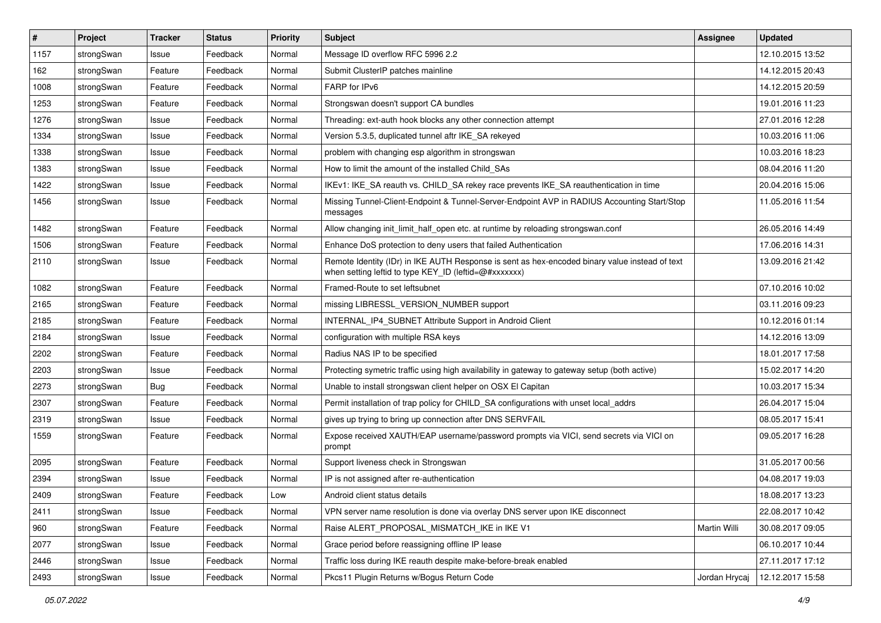| # | Project | Tracker | Status | Priority | Subject | Assignee | Updated |
|---|---|---|---|---|---|---|---|
| 1157 | strongSwan | Issue | Feedback | Normal | Message ID overflow RFC 5996 2.2 | | 12.10.2015 13:52 |
| 162 | strongSwan | Feature | Feedback | Normal | Submit ClusterIP patches mainline | | 14.12.2015 20:43 |
| 1008 | strongSwan | Feature | Feedback | Normal | FARP for IPv6 | | 14.12.2015 20:59 |
| 1253 | strongSwan | Feature | Feedback | Normal | Strongswan doesn't support CA bundles | | 19.01.2016 11:23 |
| 1276 | strongSwan | Issue | Feedback | Normal | Threading: ext-auth hook blocks any other connection attempt | | 27.01.2016 12:28 |
| 1334 | strongSwan | Issue | Feedback | Normal | Version 5.3.5, duplicated tunnel aftr IKE_SA rekeyed | | 10.03.2016 11:06 |
| 1338 | strongSwan | Issue | Feedback | Normal | problem with changing esp algorithm in strongswan | | 10.03.2016 18:23 |
| 1383 | strongSwan | Issue | Feedback | Normal | How to limit the amount of the installed Child_SAs | | 08.04.2016 11:20 |
| 1422 | strongSwan | Issue | Feedback | Normal | IKEv1: IKE_SA reauth vs. CHILD_SA rekey race prevents IKE_SA reauthentication in time | | 20.04.2016 15:06 |
| 1456 | strongSwan | Issue | Feedback | Normal | Missing Tunnel-Client-Endpoint & Tunnel-Server-Endpoint AVP in RADIUS Accounting Start/Stop messages | | 11.05.2016 11:54 |
| 1482 | strongSwan | Feature | Feedback | Normal | Allow changing init_limit_half_open etc. at runtime by reloading strongswan.conf | | 26.05.2016 14:49 |
| 1506 | strongSwan | Feature | Feedback | Normal | Enhance DoS protection to deny users that failed Authentication | | 17.06.2016 14:31 |
| 2110 | strongSwan | Issue | Feedback | Normal | Remote Identity (IDr) in IKE AUTH Response is sent as hex-encoded binary value instead of text when setting leftid to type KEY_ID (leftid=@#xxxxxxx) | | 13.09.2016 21:42 |
| 1082 | strongSwan | Feature | Feedback | Normal | Framed-Route to set leftsubnet | | 07.10.2016 10:02 |
| 2165 | strongSwan | Feature | Feedback | Normal | missing LIBRESSL_VERSION_NUMBER support | | 03.11.2016 09:23 |
| 2185 | strongSwan | Feature | Feedback | Normal | INTERNAL_IP4_SUBNET Attribute Support in Android Client | | 10.12.2016 01:14 |
| 2184 | strongSwan | Issue | Feedback | Normal | configuration with multiple RSA keys | | 14.12.2016 13:09 |
| 2202 | strongSwan | Feature | Feedback | Normal | Radius NAS IP to be specified | | 18.01.2017 17:58 |
| 2203 | strongSwan | Issue | Feedback | Normal | Protecting symetric traffic using high availability in gateway to gateway setup (both active) | | 15.02.2017 14:20 |
| 2273 | strongSwan | Bug | Feedback | Normal | Unable to install strongswan client helper on OSX El Capitan | | 10.03.2017 15:34 |
| 2307 | strongSwan | Feature | Feedback | Normal | Permit installation of trap policy for CHILD_SA configurations with unset local_addrs | | 26.04.2017 15:04 |
| 2319 | strongSwan | Issue | Feedback | Normal | gives up trying to bring up connection after DNS SERVFAIL | | 08.05.2017 15:41 |
| 1559 | strongSwan | Feature | Feedback | Normal | Expose received XAUTH/EAP username/password prompts via VICI, send secrets via VICI on prompt | | 09.05.2017 16:28 |
| 2095 | strongSwan | Feature | Feedback | Normal | Support liveness check in Strongswan | | 31.05.2017 00:56 |
| 2394 | strongSwan | Issue | Feedback | Normal | IP is not assigned after re-authentication | | 04.08.2017 19:03 |
| 2409 | strongSwan | Feature | Feedback | Low | Android client status details | | 18.08.2017 13:23 |
| 2411 | strongSwan | Issue | Feedback | Normal | VPN server name resolution is done via overlay DNS server upon IKE disconnect | | 22.08.2017 10:42 |
| 960 | strongSwan | Feature | Feedback | Normal | Raise ALERT_PROPOSAL_MISMATCH_IKE in IKE V1 | Martin Willi | 30.08.2017 09:05 |
| 2077 | strongSwan | Issue | Feedback | Normal | Grace period before reassigning offline IP lease | | 06.10.2017 10:44 |
| 2446 | strongSwan | Issue | Feedback | Normal | Traffic loss during IKE reauth despite make-before-break enabled | | 27.11.2017 17:12 |
| 2493 | strongSwan | Issue | Feedback | Normal | Pkcs11 Plugin Returns w/Bogus Return Code | Jordan Hrycaj | 12.12.2017 15:58 |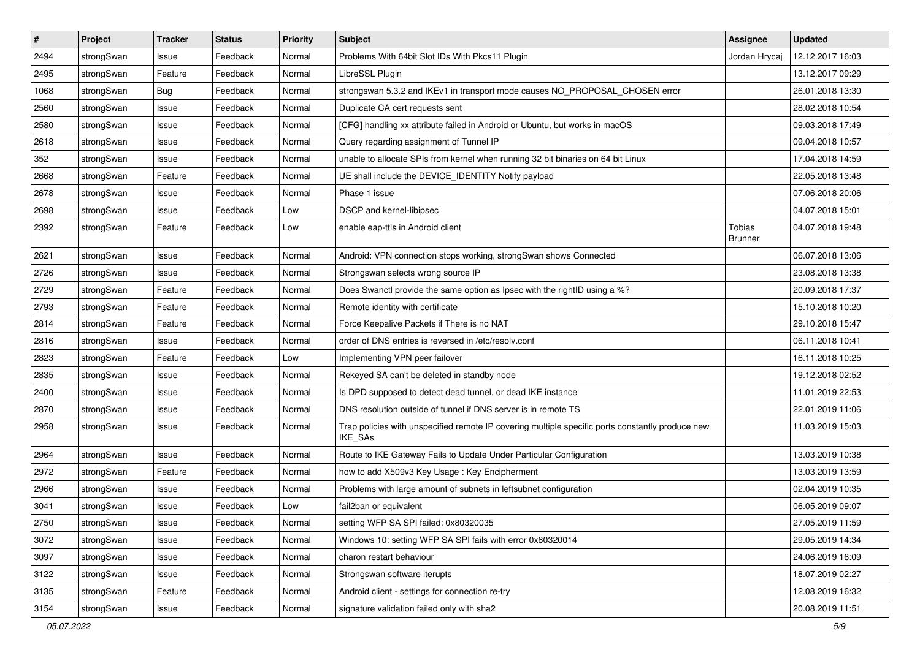| # | Project | Tracker | Status | Priority | Subject | Assignee | Updated |
|---|---|---|---|---|---|---|---|
| 2494 | strongSwan | Issue | Feedback | Normal | Problems With 64bit Slot IDs With Pkcs11 Plugin | Jordan Hrycaj | 12.12.2017 16:03 |
| 2495 | strongSwan | Feature | Feedback | Normal | LibreSSL Plugin | | 13.12.2017 09:29 |
| 1068 | strongSwan | Bug | Feedback | Normal | strongswan 5.3.2 and IKEv1 in transport mode causes NO_PROPOSAL_CHOSEN error | | 26.01.2018 13:30 |
| 2560 | strongSwan | Issue | Feedback | Normal | Duplicate CA cert requests sent | | 28.02.2018 10:54 |
| 2580 | strongSwan | Issue | Feedback | Normal | [CFG] handling xx attribute failed in Android or Ubuntu, but works in macOS | | 09.03.2018 17:49 |
| 2618 | strongSwan | Issue | Feedback | Normal | Query regarding assignment of Tunnel IP | | 09.04.2018 10:57 |
| 352 | strongSwan | Issue | Feedback | Normal | unable to allocate SPIs from kernel when running 32 bit binaries on 64 bit Linux | | 17.04.2018 14:59 |
| 2668 | strongSwan | Feature | Feedback | Normal | UE shall include the DEVICE_IDENTITY Notify payload | | 22.05.2018 13:48 |
| 2678 | strongSwan | Issue | Feedback | Normal | Phase 1 issue | | 07.06.2018 20:06 |
| 2698 | strongSwan | Issue | Feedback | Low | DSCP and kernel-libipsec | | 04.07.2018 15:01 |
| 2392 | strongSwan | Feature | Feedback | Low | enable eap-ttls in Android client | Tobias Brunner | 04.07.2018 19:48 |
| 2621 | strongSwan | Issue | Feedback | Normal | Android: VPN connection stops working, strongSwan shows Connected | | 06.07.2018 13:06 |
| 2726 | strongSwan | Issue | Feedback | Normal | Strongswan selects wrong source IP | | 23.08.2018 13:38 |
| 2729 | strongSwan | Feature | Feedback | Normal | Does Swanctl provide the same option as Ipsec with the rightID using a %? | | 20.09.2018 17:37 |
| 2793 | strongSwan | Feature | Feedback | Normal | Remote identity with certificate | | 15.10.2018 10:20 |
| 2814 | strongSwan | Feature | Feedback | Normal | Force Keepalive Packets if There is no NAT | | 29.10.2018 15:47 |
| 2816 | strongSwan | Issue | Feedback | Normal | order of DNS entries is reversed in /etc/resolv.conf | | 06.11.2018 10:41 |
| 2823 | strongSwan | Feature | Feedback | Low | Implementing VPN peer failover | | 16.11.2018 10:25 |
| 2835 | strongSwan | Issue | Feedback | Normal | Rekeyed SA can't be deleted in standby node | | 19.12.2018 02:52 |
| 2400 | strongSwan | Issue | Feedback | Normal | Is DPD supposed to detect dead tunnel, or dead IKE instance | | 11.01.2019 22:53 |
| 2870 | strongSwan | Issue | Feedback | Normal | DNS resolution outside of tunnel if DNS server is in remote TS | | 22.01.2019 11:06 |
| 2958 | strongSwan | Issue | Feedback | Normal | Trap policies with unspecified remote IP covering multiple specific ports constantly produce new IKE_SAs | | 11.03.2019 15:03 |
| 2964 | strongSwan | Issue | Feedback | Normal | Route to IKE Gateway Fails to Update Under Particular Configuration | | 13.03.2019 10:38 |
| 2972 | strongSwan | Feature | Feedback | Normal | how to add X509v3 Key Usage : Key Encipherment | | 13.03.2019 13:59 |
| 2966 | strongSwan | Issue | Feedback | Normal | Problems with large amount of subnets in leftsubnet configuration | | 02.04.2019 10:35 |
| 3041 | strongSwan | Issue | Feedback | Low | fail2ban or equivalent | | 06.05.2019 09:07 |
| 2750 | strongSwan | Issue | Feedback | Normal | setting WFP SA SPI failed: 0x80320035 | | 27.05.2019 11:59 |
| 3072 | strongSwan | Issue | Feedback | Normal | Windows 10: setting WFP SA SPI fails with error 0x80320014 | | 29.05.2019 14:34 |
| 3097 | strongSwan | Issue | Feedback | Normal | charon restart behaviour | | 24.06.2019 16:09 |
| 3122 | strongSwan | Issue | Feedback | Normal | Strongswan software iterupts | | 18.07.2019 02:27 |
| 3135 | strongSwan | Feature | Feedback | Normal | Android client - settings for connection re-try | | 12.08.2019 16:32 |
| 3154 | strongSwan | Issue | Feedback | Normal | signature validation failed only with sha2 | | 20.08.2019 11:51 |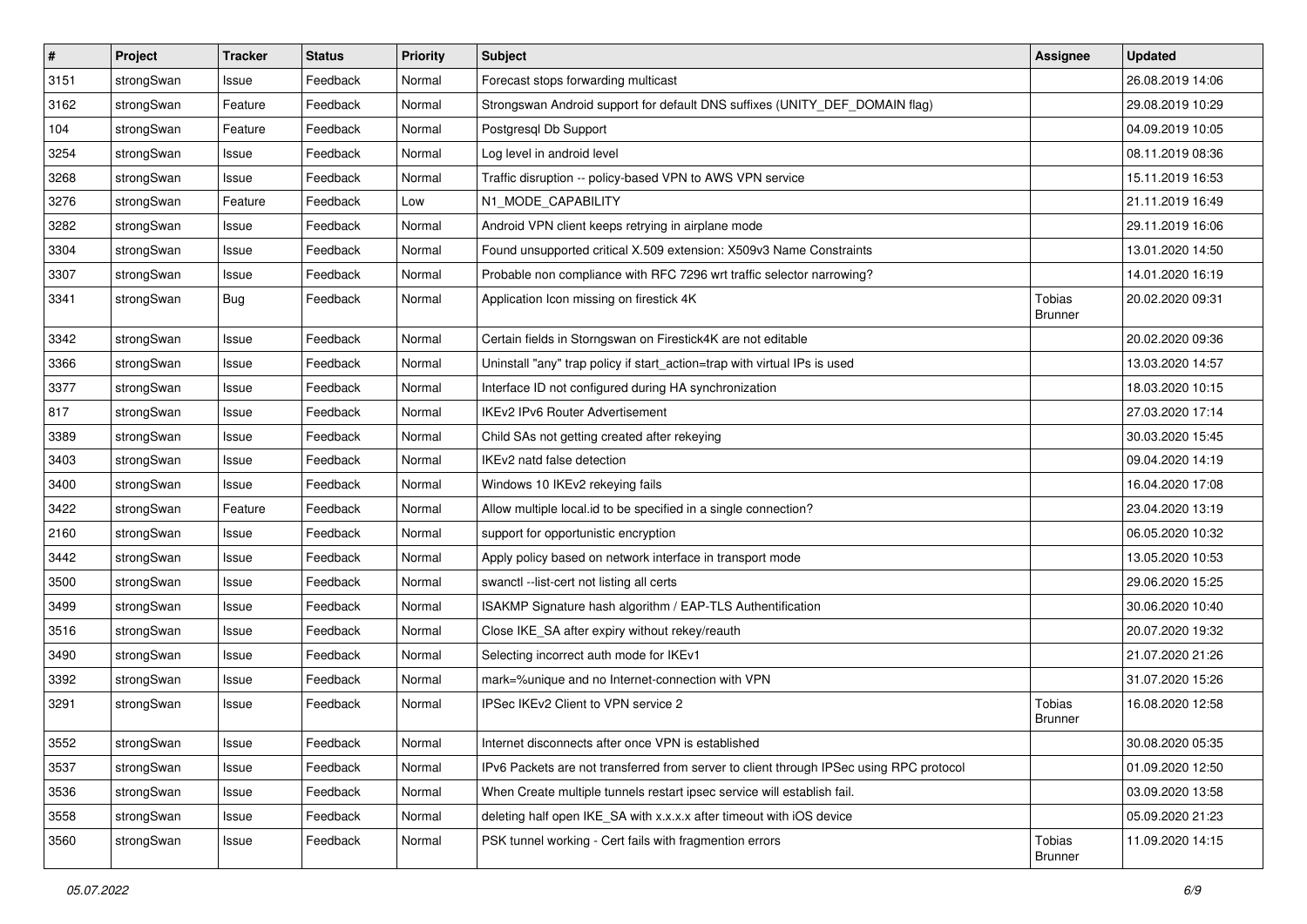| # | Project | Tracker | Status | Priority | Subject | Assignee | Updated |
|---|---|---|---|---|---|---|---|
| 3151 | strongSwan | Issue | Feedback | Normal | Forecast stops forwarding multicast | | 26.08.2019 14:06 |
| 3162 | strongSwan | Feature | Feedback | Normal | Strongswan Android support for default DNS suffixes (UNITY_DEF_DOMAIN flag) | | 29.08.2019 10:29 |
| 104 | strongSwan | Feature | Feedback | Normal | Postgresql Db Support | | 04.09.2019 10:05 |
| 3254 | strongSwan | Issue | Feedback | Normal | Log level in android level | | 08.11.2019 08:36 |
| 3268 | strongSwan | Issue | Feedback | Normal | Traffic disruption -- policy-based VPN to AWS VPN service | | 15.11.2019 16:53 |
| 3276 | strongSwan | Feature | Feedback | Low | N1_MODE_CAPABILITY | | 21.11.2019 16:49 |
| 3282 | strongSwan | Issue | Feedback | Normal | Android VPN client keeps retrying in airplane mode | | 29.11.2019 16:06 |
| 3304 | strongSwan | Issue | Feedback | Normal | Found unsupported critical X.509 extension: X509v3 Name Constraints | | 13.01.2020 14:50 |
| 3307 | strongSwan | Issue | Feedback | Normal | Probable non compliance with RFC 7296 wrt traffic selector narrowing? | | 14.01.2020 16:19 |
| 3341 | strongSwan | Bug | Feedback | Normal | Application Icon missing on firestick 4K | Tobias Brunner | 20.02.2020 09:31 |
| 3342 | strongSwan | Issue | Feedback | Normal | Certain fields in Storngswan on Firestick4K are not editable | | 20.02.2020 09:36 |
| 3366 | strongSwan | Issue | Feedback | Normal | Uninstall "any" trap policy if start_action=trap with virtual IPs is used | | 13.03.2020 14:57 |
| 3377 | strongSwan | Issue | Feedback | Normal | Interface ID not configured during HA synchronization | | 18.03.2020 10:15 |
| 817 | strongSwan | Issue | Feedback | Normal | IKEv2 IPv6 Router Advertisement | | 27.03.2020 17:14 |
| 3389 | strongSwan | Issue | Feedback | Normal | Child SAs not getting created after rekeying | | 30.03.2020 15:45 |
| 3403 | strongSwan | Issue | Feedback | Normal | IKEv2 natd false detection | | 09.04.2020 14:19 |
| 3400 | strongSwan | Issue | Feedback | Normal | Windows 10 IKEv2 rekeying fails | | 16.04.2020 17:08 |
| 3422 | strongSwan | Feature | Feedback | Normal | Allow multiple local.id to be specified in a single connection? | | 23.04.2020 13:19 |
| 2160 | strongSwan | Issue | Feedback | Normal | support for opportunistic encryption | | 06.05.2020 10:32 |
| 3442 | strongSwan | Issue | Feedback | Normal | Apply policy based on network interface in transport mode | | 13.05.2020 10:53 |
| 3500 | strongSwan | Issue | Feedback | Normal | swanctl --list-cert not listing all certs | | 29.06.2020 15:25 |
| 3499 | strongSwan | Issue | Feedback | Normal | ISAKMP Signature hash algorithm / EAP-TLS Authentification | | 30.06.2020 10:40 |
| 3516 | strongSwan | Issue | Feedback | Normal | Close IKE_SA after expiry without rekey/reauth | | 20.07.2020 19:32 |
| 3490 | strongSwan | Issue | Feedback | Normal | Selecting incorrect auth mode for IKEv1 | | 21.07.2020 21:26 |
| 3392 | strongSwan | Issue | Feedback | Normal | mark=%unique and no Internet-connection with VPN | | 31.07.2020 15:26 |
| 3291 | strongSwan | Issue | Feedback | Normal | IPSec IKEv2 Client to VPN service 2 | Tobias Brunner | 16.08.2020 12:58 |
| 3552 | strongSwan | Issue | Feedback | Normal | Internet disconnects after once VPN is established | | 30.08.2020 05:35 |
| 3537 | strongSwan | Issue | Feedback | Normal | IPv6 Packets are not transferred from server to client through IPSec using RPC protocol | | 01.09.2020 12:50 |
| 3536 | strongSwan | Issue | Feedback | Normal | When Create multiple tunnels restart ipsec service will establish fail. | | 03.09.2020 13:58 |
| 3558 | strongSwan | Issue | Feedback | Normal | deleting half open IKE_SA with x.x.x.x after timeout with iOS device | | 05.09.2020 21:23 |
| 3560 | strongSwan | Issue | Feedback | Normal | PSK tunnel working - Cert fails with fragmention errors | Tobias Brunner | 11.09.2020 14:15 |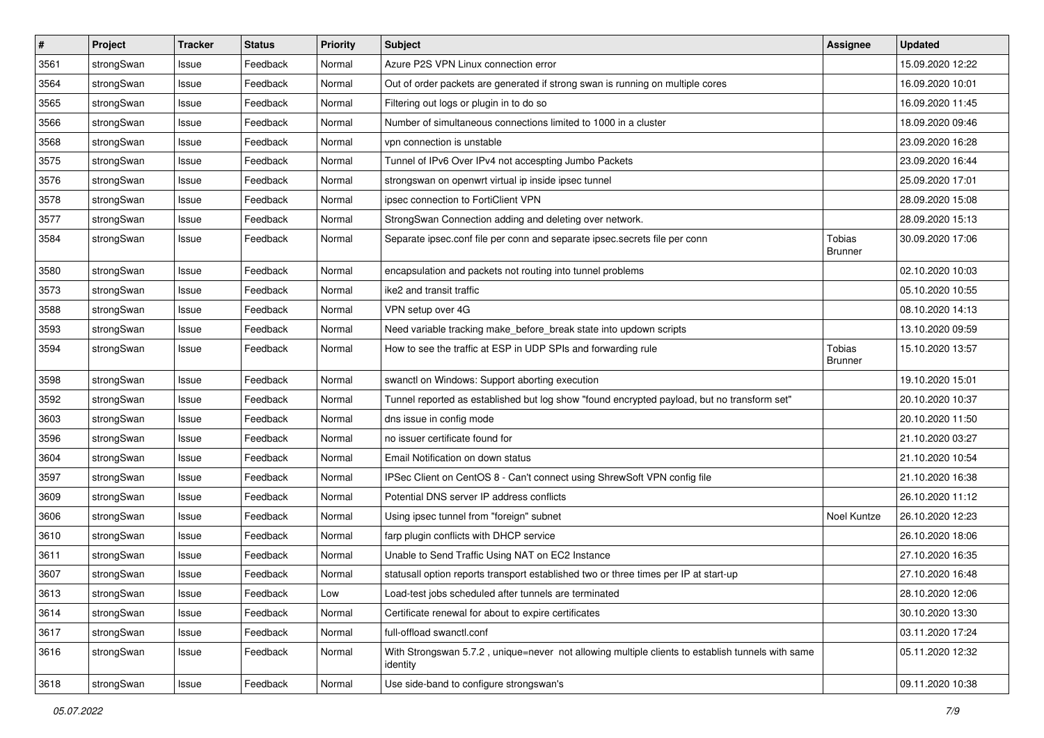| # | Project | Tracker | Status | Priority | Subject | Assignee | Updated |
|---|---|---|---|---|---|---|---|
| 3561 | strongSwan | Issue | Feedback | Normal | Azure P2S VPN Linux connection error | | 15.09.2020 12:22 |
| 3564 | strongSwan | Issue | Feedback | Normal | Out of order packets are generated if strong swan is running on multiple cores | | 16.09.2020 10:01 |
| 3565 | strongSwan | Issue | Feedback | Normal | Filtering out logs or plugin in to do so | | 16.09.2020 11:45 |
| 3566 | strongSwan | Issue | Feedback | Normal | Number of simultaneous connections limited to 1000 in a cluster | | 18.09.2020 09:46 |
| 3568 | strongSwan | Issue | Feedback | Normal | vpn connection is unstable | | 23.09.2020 16:28 |
| 3575 | strongSwan | Issue | Feedback | Normal | Tunnel of IPv6 Over IPv4 not accespting Jumbo Packets | | 23.09.2020 16:44 |
| 3576 | strongSwan | Issue | Feedback | Normal | strongswan on openwrt virtual ip inside ipsec tunnel | | 25.09.2020 17:01 |
| 3578 | strongSwan | Issue | Feedback | Normal | ipsec connection to FortiClient VPN | | 28.09.2020 15:08 |
| 3577 | strongSwan | Issue | Feedback | Normal | StrongSwan Connection adding and deleting over network. | | 28.09.2020 15:13 |
| 3584 | strongSwan | Issue | Feedback | Normal | Separate ipsec.conf file per conn and separate ipsec.secrets file per conn | Tobias Brunner | 30.09.2020 17:06 |
| 3580 | strongSwan | Issue | Feedback | Normal | encapsulation and packets not routing into tunnel problems | | 02.10.2020 10:03 |
| 3573 | strongSwan | Issue | Feedback | Normal | ike2 and transit traffic | | 05.10.2020 10:55 |
| 3588 | strongSwan | Issue | Feedback | Normal | VPN setup over 4G | | 08.10.2020 14:13 |
| 3593 | strongSwan | Issue | Feedback | Normal | Need variable tracking make_before_break state into updown scripts | | 13.10.2020 09:59 |
| 3594 | strongSwan | Issue | Feedback | Normal | How to see the traffic at ESP in UDP SPIs and forwarding rule | Tobias Brunner | 15.10.2020 13:57 |
| 3598 | strongSwan | Issue | Feedback | Normal | swanctl on Windows: Support aborting execution | | 19.10.2020 15:01 |
| 3592 | strongSwan | Issue | Feedback | Normal | Tunnel reported as established but log show "found encrypted payload, but no transform set" | | 20.10.2020 10:37 |
| 3603 | strongSwan | Issue | Feedback | Normal | dns issue in config mode | | 20.10.2020 11:50 |
| 3596 | strongSwan | Issue | Feedback | Normal | no issuer certificate found for | | 21.10.2020 03:27 |
| 3604 | strongSwan | Issue | Feedback | Normal | Email Notification on down status | | 21.10.2020 10:54 |
| 3597 | strongSwan | Issue | Feedback | Normal | IPSec Client on CentOS 8 - Can't connect using ShrewSoft VPN config file | | 21.10.2020 16:38 |
| 3609 | strongSwan | Issue | Feedback | Normal | Potential DNS server IP address conflicts | | 26.10.2020 11:12 |
| 3606 | strongSwan | Issue | Feedback | Normal | Using ipsec tunnel from "foreign" subnet | Noel Kuntze | 26.10.2020 12:23 |
| 3610 | strongSwan | Issue | Feedback | Normal | farp plugin conflicts with DHCP service | | 26.10.2020 18:06 |
| 3611 | strongSwan | Issue | Feedback | Normal | Unable to Send Traffic Using NAT on EC2 Instance | | 27.10.2020 16:35 |
| 3607 | strongSwan | Issue | Feedback | Normal | statusall option reports transport established two or three times per IP at start-up | | 27.10.2020 16:48 |
| 3613 | strongSwan | Issue | Feedback | Low | Load-test jobs scheduled after tunnels are terminated | | 28.10.2020 12:06 |
| 3614 | strongSwan | Issue | Feedback | Normal | Certificate renewal for about to expire certificates | | 30.10.2020 13:30 |
| 3617 | strongSwan | Issue | Feedback | Normal | full-offload swanctl.conf | | 03.11.2020 17:24 |
| 3616 | strongSwan | Issue | Feedback | Normal | With Strongswan 5.7.2 , unique=never not allowing multiple clients to establish tunnels with same identity | | 05.11.2020 12:32 |
| 3618 | strongSwan | Issue | Feedback | Normal | Use side-band to configure strongswan's | | 09.11.2020 10:38 |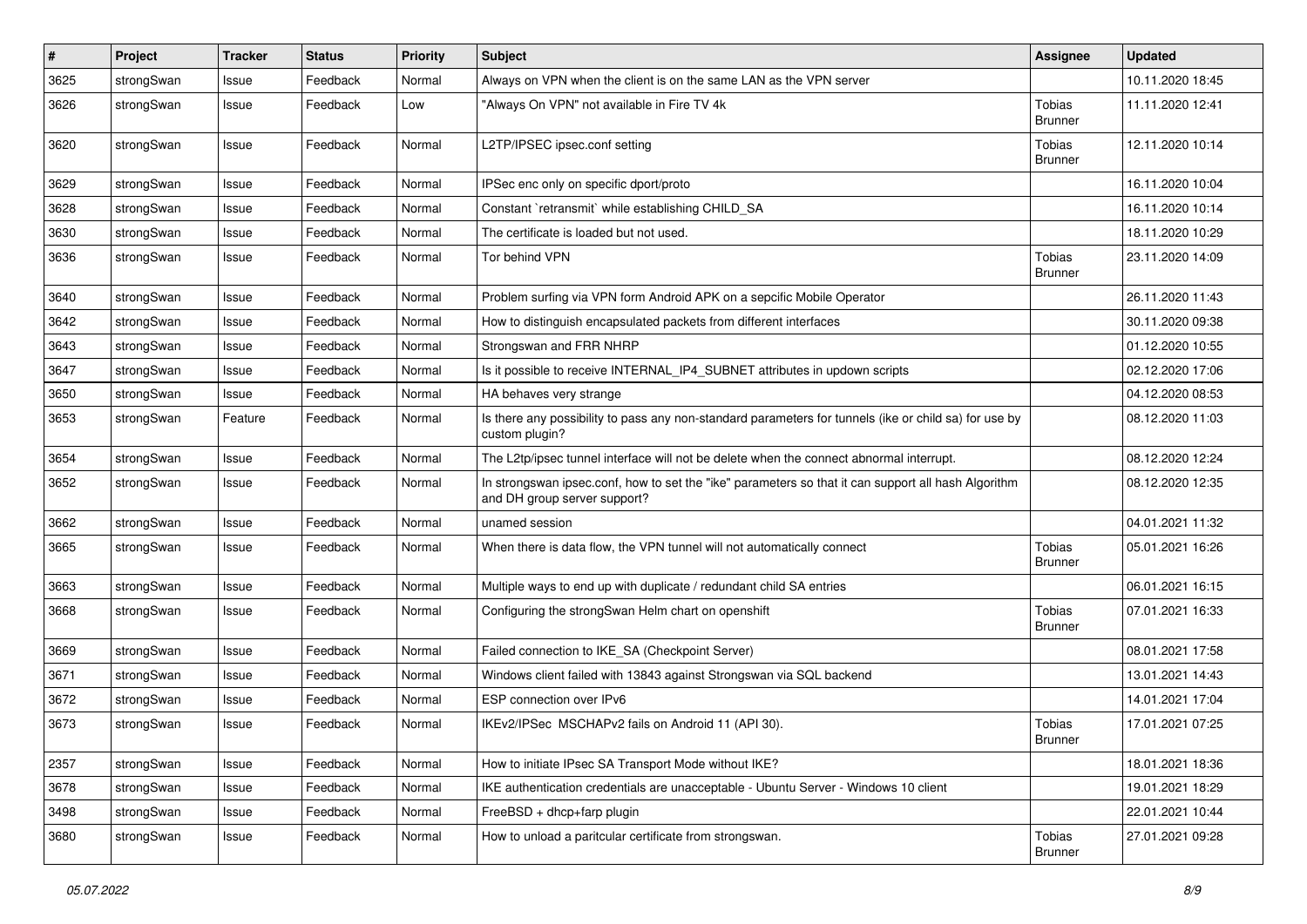| # | Project | Tracker | Status | Priority | Subject | Assignee | Updated |
|---|---|---|---|---|---|---|---|
| 3625 | strongSwan | Issue | Feedback | Normal | Always on VPN when the client is on the same LAN as the VPN server | | 10.11.2020 18:45 |
| 3626 | strongSwan | Issue | Feedback | Low | "Always On VPN" not available in Fire TV 4k | Tobias Brunner | 11.11.2020 12:41 |
| 3620 | strongSwan | Issue | Feedback | Normal | L2TP/IPSEC ipsec.conf setting | Tobias Brunner | 12.11.2020 10:14 |
| 3629 | strongSwan | Issue | Feedback | Normal | IPSec enc only on specific dport/proto | | 16.11.2020 10:04 |
| 3628 | strongSwan | Issue | Feedback | Normal | Constant `retransmit` while establishing CHILD_SA | | 16.11.2020 10:14 |
| 3630 | strongSwan | Issue | Feedback | Normal | The certificate is loaded but not used. | | 18.11.2020 10:29 |
| 3636 | strongSwan | Issue | Feedback | Normal | Tor behind VPN | Tobias Brunner | 23.11.2020 14:09 |
| 3640 | strongSwan | Issue | Feedback | Normal | Problem surfing via VPN form Android APK on a sepcific Mobile Operator | | 26.11.2020 11:43 |
| 3642 | strongSwan | Issue | Feedback | Normal | How to distinguish encapsulated packets from different interfaces | | 30.11.2020 09:38 |
| 3643 | strongSwan | Issue | Feedback | Normal | Strongswan and FRR NHRP | | 01.12.2020 10:55 |
| 3647 | strongSwan | Issue | Feedback | Normal | Is it possible to receive INTERNAL_IP4_SUBNET attributes in updown scripts | | 02.12.2020 17:06 |
| 3650 | strongSwan | Issue | Feedback | Normal | HA behaves very strange | | 04.12.2020 08:53 |
| 3653 | strongSwan | Feature | Feedback | Normal | Is there any possibility to pass any non-standard parameters for tunnels (ike or child sa) for use by custom plugin? | | 08.12.2020 11:03 |
| 3654 | strongSwan | Issue | Feedback | Normal | The L2tp/ipsec tunnel interface will not be delete when the connect abnormal interrupt. | | 08.12.2020 12:24 |
| 3652 | strongSwan | Issue | Feedback | Normal | In strongswan ipsec.conf, how to set the "ike" parameters so that it can support all hash Algorithm and DH group server support? | | 08.12.2020 12:35 |
| 3662 | strongSwan | Issue | Feedback | Normal | unamed session | | 04.01.2021 11:32 |
| 3665 | strongSwan | Issue | Feedback | Normal | When there is data flow, the VPN tunnel will not automatically connect | Tobias Brunner | 05.01.2021 16:26 |
| 3663 | strongSwan | Issue | Feedback | Normal | Multiple ways to end up with duplicate / redundant child SA entries | | 06.01.2021 16:15 |
| 3668 | strongSwan | Issue | Feedback | Normal | Configuring the strongSwan Helm chart on openshift | Tobias Brunner | 07.01.2021 16:33 |
| 3669 | strongSwan | Issue | Feedback | Normal | Failed connection to IKE_SA (Checkpoint Server) | | 08.01.2021 17:58 |
| 3671 | strongSwan | Issue | Feedback | Normal | Windows client failed with 13843 against Strongswan via SQL backend | | 13.01.2021 14:43 |
| 3672 | strongSwan | Issue | Feedback | Normal | ESP connection over IPv6 | | 14.01.2021 17:04 |
| 3673 | strongSwan | Issue | Feedback | Normal | IKEv2/IPSec MSCHAPv2 fails on Android 11 (API 30). | Tobias Brunner | 17.01.2021 07:25 |
| 2357 | strongSwan | Issue | Feedback | Normal | How to initiate IPsec SA Transport Mode without IKE? | | 18.01.2021 18:36 |
| 3678 | strongSwan | Issue | Feedback | Normal | IKE authentication credentials are unacceptable - Ubuntu Server - Windows 10 client | | 19.01.2021 18:29 |
| 3498 | strongSwan | Issue | Feedback | Normal | FreeBSD + dhcp+farp plugin | | 22.01.2021 10:44 |
| 3680 | strongSwan | Issue | Feedback | Normal | How to unload a paritcular certificate from strongswan. | Tobias Brunner | 27.01.2021 09:28 |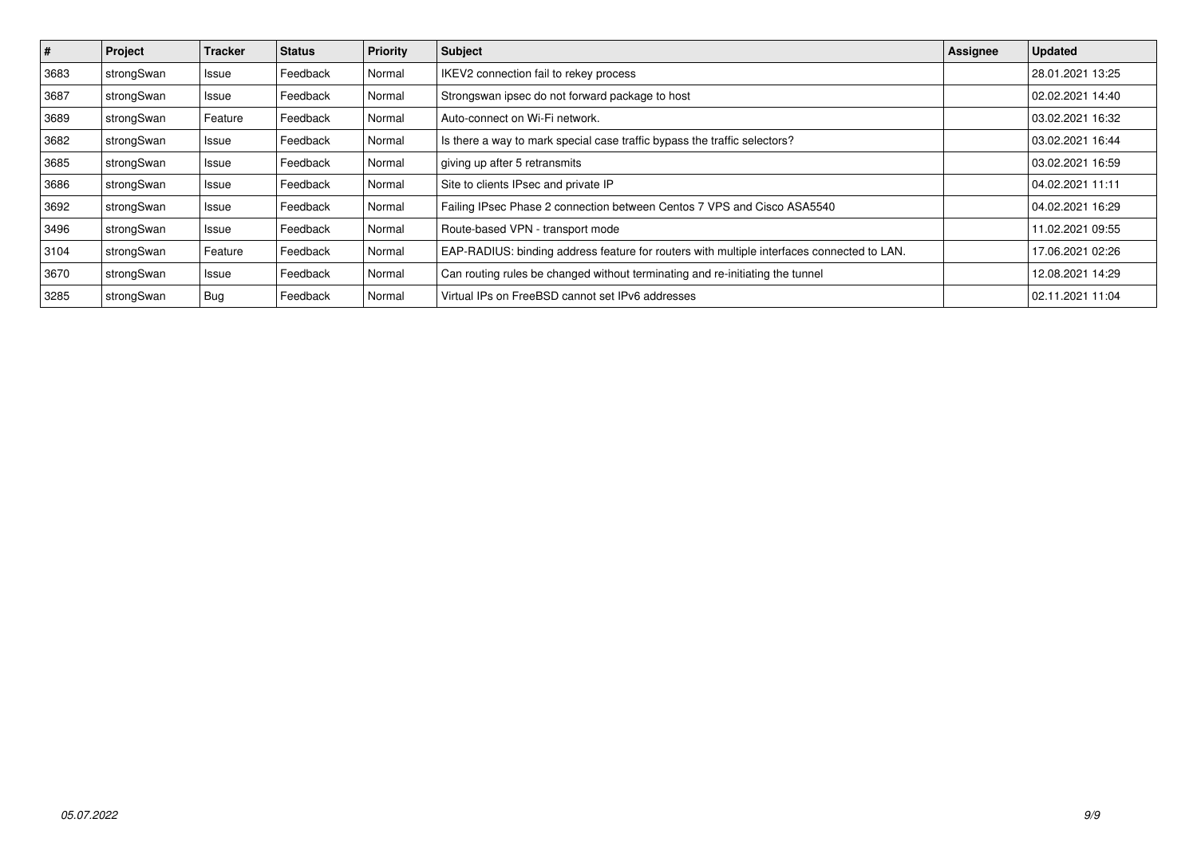| # | Project | Tracker | Status | Priority | Subject | Assignee | Updated |
|---|---|---|---|---|---|---|---|
| 3683 | strongSwan | Issue | Feedback | Normal | IKEV2 connection fail to rekey process | | 28.01.2021 13:25 |
| 3687 | strongSwan | Issue | Feedback | Normal | Strongswan ipsec do not forward package to host | | 02.02.2021 14:40 |
| 3689 | strongSwan | Feature | Feedback | Normal | Auto-connect on Wi-Fi network. | | 03.02.2021 16:32 |
| 3682 | strongSwan | Issue | Feedback | Normal | Is there a way to mark special case traffic bypass the traffic selectors? | | 03.02.2021 16:44 |
| 3685 | strongSwan | Issue | Feedback | Normal | giving up after 5 retransmits | | 03.02.2021 16:59 |
| 3686 | strongSwan | Issue | Feedback | Normal | Site to clients IPsec and private IP | | 04.02.2021 11:11 |
| 3692 | strongSwan | Issue | Feedback | Normal | Failing IPsec Phase 2 connection between Centos 7 VPS and Cisco ASA5540 | | 04.02.2021 16:29 |
| 3496 | strongSwan | Issue | Feedback | Normal | Route-based VPN - transport mode | | 11.02.2021 09:55 |
| 3104 | strongSwan | Feature | Feedback | Normal | EAP-RADIUS: binding address feature for routers with multiple interfaces connected to LAN. | | 17.06.2021 02:26 |
| 3670 | strongSwan | Issue | Feedback | Normal | Can routing rules be changed without terminating and re-initiating the tunnel | | 12.08.2021 14:29 |
| 3285 | strongSwan | Bug | Feedback | Normal | Virtual IPs on FreeBSD cannot set IPv6 addresses | | 02.11.2021 11:04 |